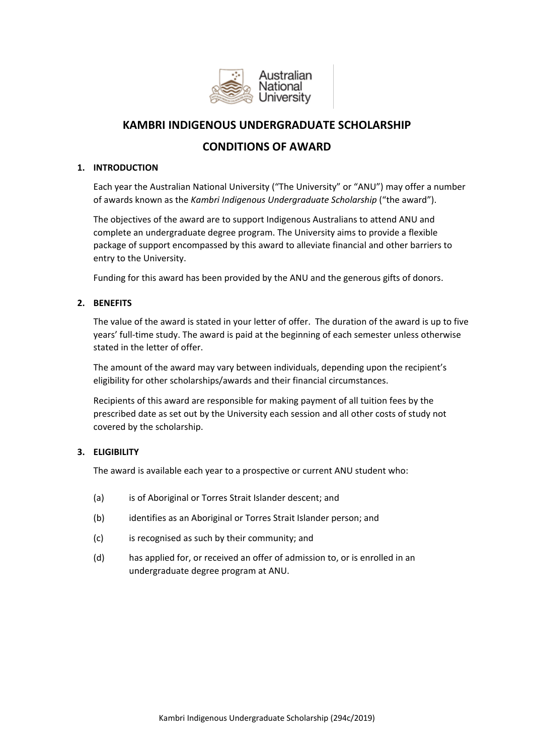# KAMBRI INDIGENOUS UNDERGRADUATE SCHOLARSHIP

# CONDITIONS OF AWARD

## 1. INTRODUCTION

Each year the Australian National University ("The University" or "ANU") may offer a number of awards known as the *Kambri Indigenous Undergraduate Scholarship* ("the award").

The objectives of the award are to support Indigenous Australians to attend ANU and complete an undergraduate degree program. The University aims to provide a flexible package of support encompassed by this award to alleviate financial and other barriers to entry to the University.

Funding for this award has been provided by the ANU and the generous gifts of donors.

## 2. BENEFITS

The value of the award is stated in your letter of offer. The duration of the award is up to five years' full-time study. The award is paid at the beginning of each semester unless otherwise stated in the letter of offer.

The amount of the award may vary between individuals, depending upon the recipient's eligibility for other scholarships/awards and their financial circumstances.

Recipients of this award are responsible for making payment of all tuition fees by the prescribed date as set out by the University each session and all other costs of study not covered by the scholarship.

## 3. ELIGIBILITY

The award is available each year to a prospective or current ANU student who:

(a) is of Aboriginal or Torres Strait Islander descent; and

(b) identifies as an Aboriginal or Torres Strait Islander person; and

(c) is recognised as such by their community; and

(d) has applied for, or received an offer of admission to, or is enrolled in an undergraduate degree program at ANU.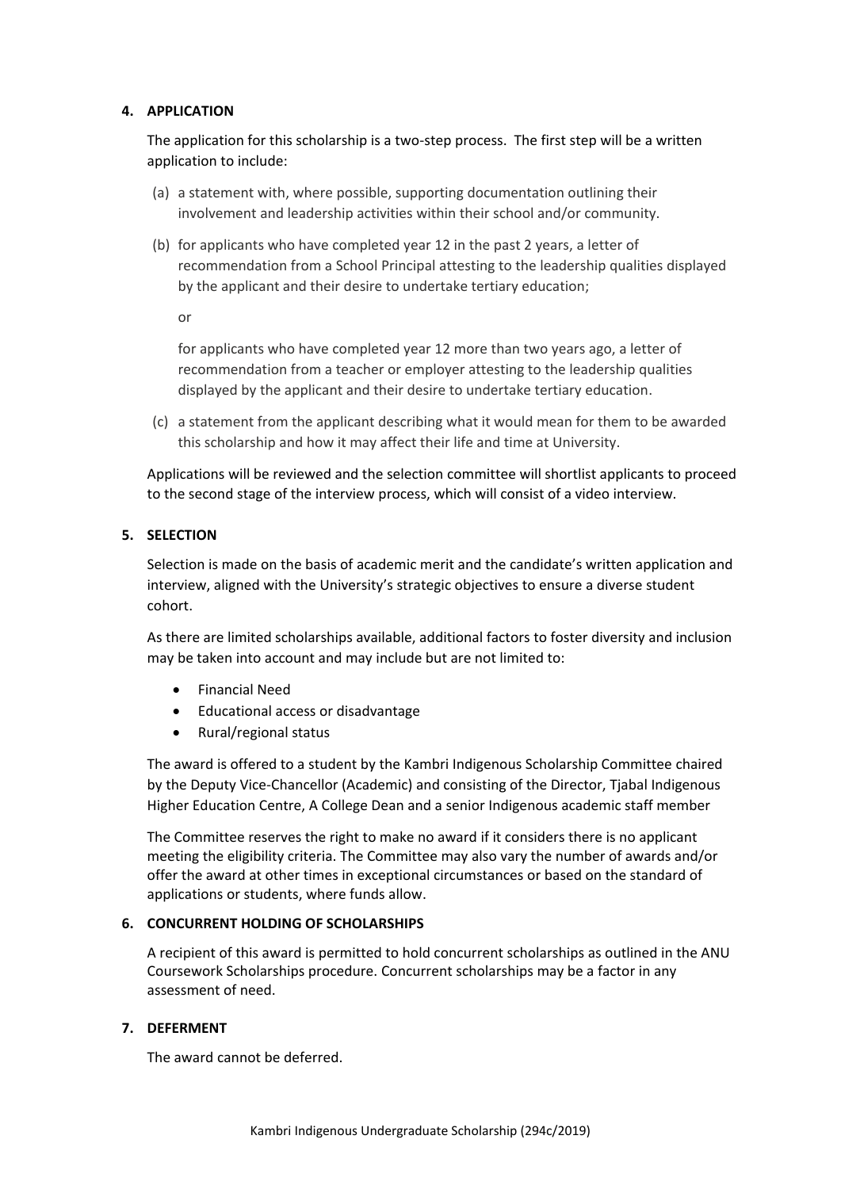## 4. APPLICATION

The application for this scholarship is a two-step process. The first step will be a written application to include:

(a) a statement with, where possible, supporting documentation outlining their involvement and leadership activities within their school and/or community.

(b) for applicants who have completed year 12 in the past 2 years, a letter of recommendation from a School Principal attesting to the leadership qualities displayed by the applicant and their desire to undertake tertiary education;

or

for applicants who have completed year 12 more than two years ago, a letter of recommendation from a teacher or employer attesting to the leadership qualities displayed by the applicant and their desire to undertake tertiary education.

(c) a statement from the applicant describing what it would mean for them to be awarded this scholarship and how it may affect their life and time at University.

Applications will be reviewed and the selection committee will shortlist applicants to proceed to the second stage of the interview process, which will consist of a video interview.

## 5. SELECTION

Selection is made on the basis of academic merit and the candidate's written application and interview, aligned with the University's strategic objectives to ensure a diverse student cohort.

As there are limited scholarships available, additional factors to foster diversity and inclusion may be taken into account and may include but are not limited to:

- Financial Need
- Educational access or disadvantage
- Rural/regional status

The award is offered to a student by the Kambri Indigenous Scholarship Committee chaired by the Deputy Vice-Chancellor (Academic) and consisting of the Director, Tjabal Indigenous Higher Education Centre, A College Dean and a senior Indigenous academic staff member

The Committee reserves the right to make no award if it considers there is no applicant meeting the eligibility criteria. The Committee may also vary the number of awards and/or offer the award at other times in exceptional circumstances or based on the standard of applications or students, where funds allow.

## 6. CONCURRENT HOLDING OF SCHOLARSHIPS

A recipient of this award is permitted to hold concurrent scholarships as outlined in the ANU Coursework Scholarships procedure. Concurrent scholarships may be a factor in any assessment of need.

## 7. DEFERMENT

The award cannot be deferred.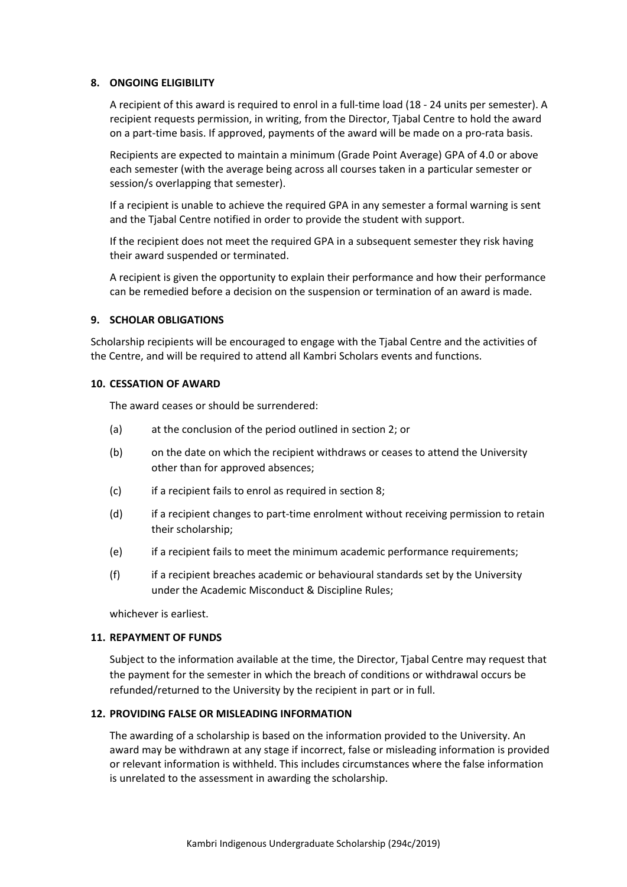## 8. ONGOING ELIGIBILITY

A recipient of this award is required to enrol in a full-time load (18 - 24 units per semester). A recipient requests permission, in writing, from the Director, Tjabal Centre to hold the award on a part-time basis. If approved, payments of the award will be made on a pro-rata basis.

Recipients are expected to maintain a minimum (Grade Point Average) GPA of 4.0 or above each semester (with the average being across all courses taken in a particular semester or session/s overlapping that semester).

If a recipient is unable to achieve the required GPA in any semester a formal warning is sent and the Tjabal Centre notified in order to provide the student with support.

If the recipient does not meet the required GPA in a subsequent semester they risk having their award suspended or terminated.

A recipient is given the opportunity to explain their performance and how their performance can be remedied before a decision on the suspension or termination of an award is made.

## 9. SCHOLAR OBLIGATIONS

Scholarship recipients will be encouraged to engage with the Tjabal Centre and the activities of the Centre, and will be required to attend all Kambri Scholars events and functions.

## 10. CESSATION OF AWARD

The award ceases or should be surrendered:

(a) at the conclusion of the period outlined in section 2; or

(b) on the date on which the recipient withdraws or ceases to attend the University other than for approved absences;

(c) if a recipient fails to enrol as required in section 8;

(d) if a recipient changes to part-time enrolment without receiving permission to retain their scholarship;

(e) if a recipient fails to meet the minimum academic performance requirements;

(f) if a recipient breaches academic or behavioural standards set by the University under the Academic Misconduct & Discipline Rules;

whichever is earliest.

## 11. REPAYMENT OF FUNDS

Subject to the information available at the time, the Director, Tjabal Centre may request that the payment for the semester in which the breach of conditions or withdrawal occurs be refunded/returned to the University by the recipient in part or in full.

## 12. PROVIDING FALSE OR MISLEADING INFORMATION

The awarding of a scholarship is based on the information provided to the University. An award may be withdrawn at any stage if incorrect, false or misleading information is provided or relevant information is withheld. This includes circumstances where the false information is unrelated to the assessment in awarding the scholarship.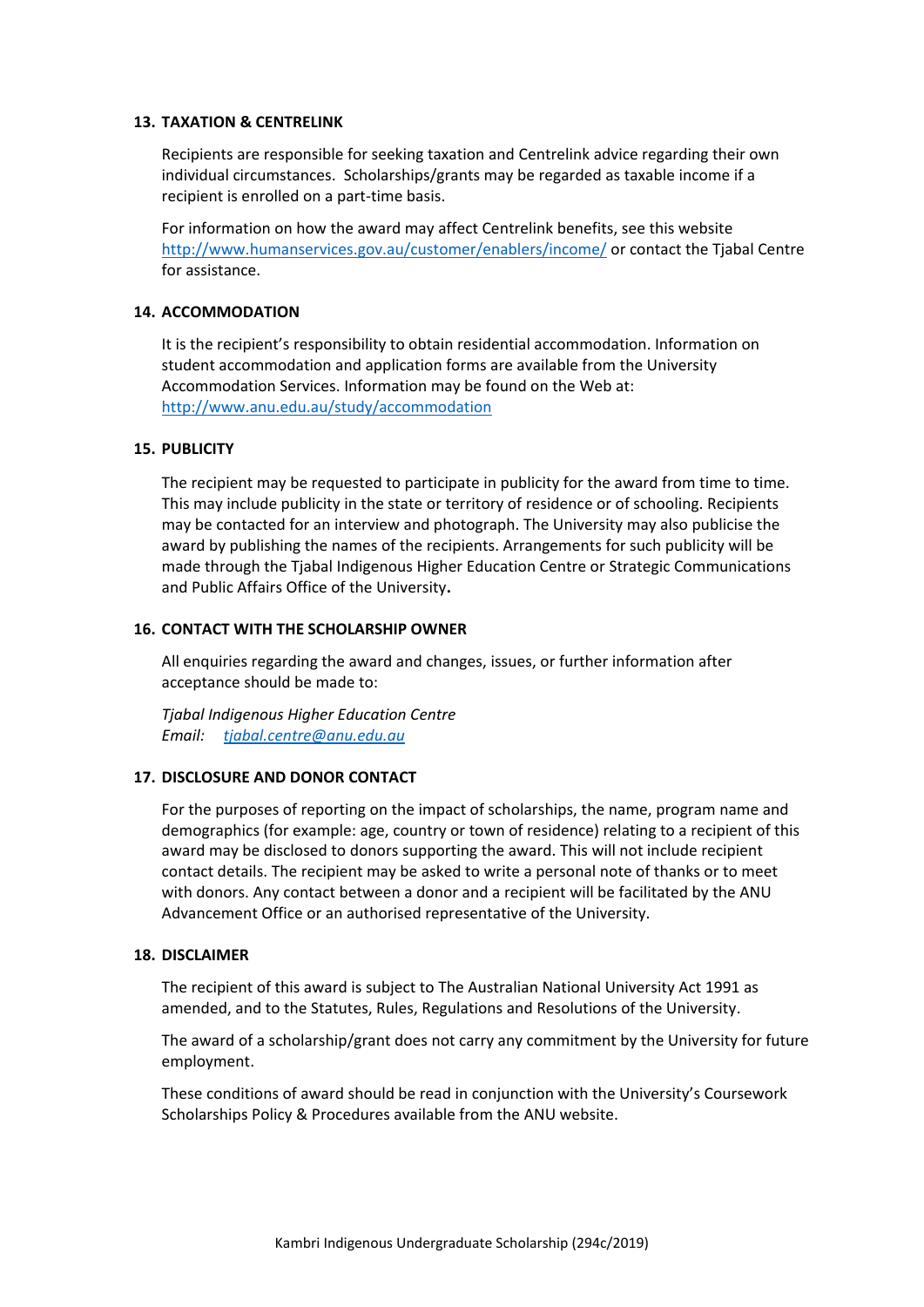### 13. TAXATION & CENTRELINK

Recipients are responsible for seeking taxation and Centrelink advice regarding their own individual circumstances. Scholarships/grants may be regarded as taxable income if a recipient is enrolled on a part-time basis.

For information on how the award may affect Centrelink benefits, see this website [http://www.humanservices.gov.au/customer/enablers/income/](http://www.humanservices.gov.au/customer/enablers/income/) or contact the Tjabal Centre for assistance.

### 14. ACCOMMODATION

It is the recipient's responsibility to obtain residential accommodation. Information on student accommodation and application forms are available from the University Accommodation Services. Information may be found on the Web at: [http://www.anu.edu.au/study/accommodation](http://www.anu.edu.au/study/accommodation)

### 15. PUBLICITY

The recipient may be requested to participate in publicity for the award from time to time. This may include publicity in the state or territory of residence or of schooling. Recipients may be contacted for an interview and photograph. The University may also publicise the award by publishing the names of the recipients. Arrangements for such publicity will be made through the Tjabal Indigenous Higher Education Centre or Strategic Communications and Public Affairs Office of the University.

### 16. CONTACT WITH THE SCHOLARSHIP OWNER

All enquiries regarding the award and changes, issues, or further information after acceptance should be made to:

*Tjabal Indigenous Higher Education Centre*
*Email:* [*tjabal.centre@anu.edu.au*](mailto:tjabal.centre@anu.edu.au)

### 17. DISCLOSURE AND DONOR CONTACT

For the purposes of reporting on the impact of scholarships, the name, program name and demographics (for example: age, country or town of residence) relating to a recipient of this award may be disclosed to donors supporting the award. This will not include recipient contact details. The recipient may be asked to write a personal note of thanks or to meet with donors. Any contact between a donor and a recipient will be facilitated by the ANU Advancement Office or an authorised representative of the University.

### 18. DISCLAIMER

The recipient of this award is subject to The Australian National University Act 1991 as amended, and to the Statutes, Rules, Regulations and Resolutions of the University.

The award of a scholarship/grant does not carry any commitment by the University for future employment.

These conditions of award should be read in conjunction with the University's Coursework Scholarships Policy & Procedures available from the ANU website.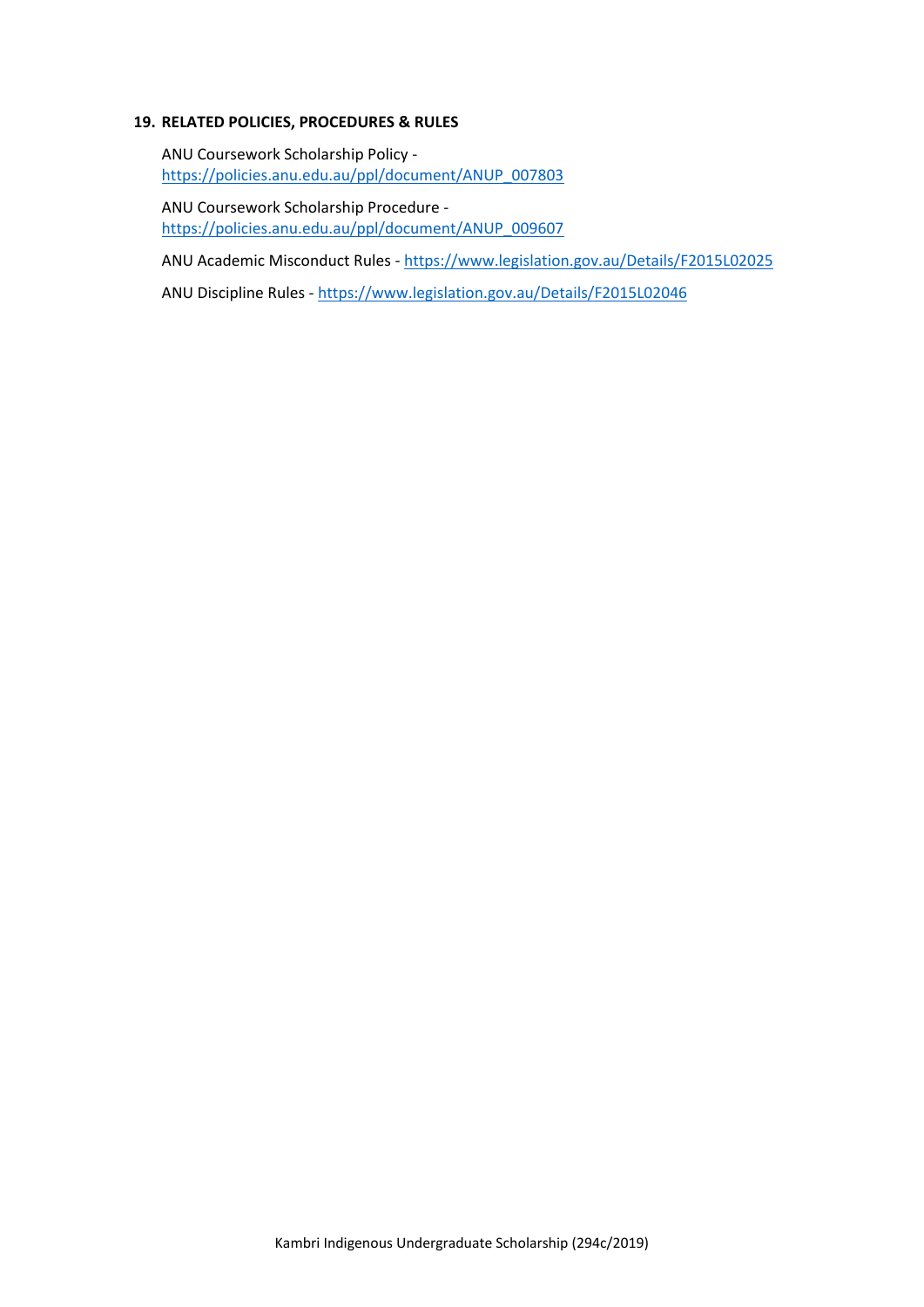## 19. RELATED POLICIES, PROCEDURES & RULES

ANU Coursework Scholarship Policy - https://policies.anu.edu.au/ppl/document/ANUP_007803

ANU Coursework Scholarship Procedure - https://policies.anu.edu.au/ppl/document/ANUP_009607

ANU Academic Misconduct Rules - https://www.legislation.gov.au/Details/F2015L02025

ANU Discipline Rules - https://www.legislation.gov.au/Details/F2015L02046